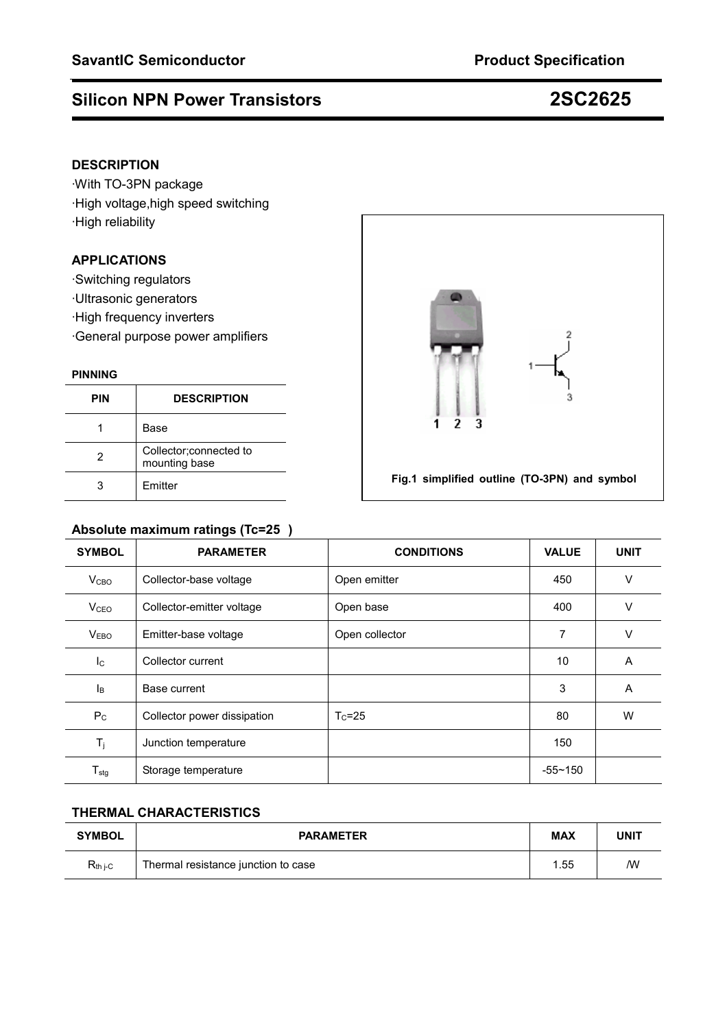**SavantIC Semiconductor** **Product Specification**

# Silicon NPN Power Transistors 2SC2625

## DESCRIPTION

·With TO-3PN package
·High voltage,high speed switching
·High reliability

## APPLICATIONS

·Switching regulators
·Ultrasonic generators
·High frequency inverters
·General purpose power amplifiers

### PINNING

| PIN | DESCRIPTION |
|---|---|
| 1 | Base |
| 2 | Collector;connected to mounting base |
| 3 | Emitter |

Fig.1 simplified outline (TO-3PN) and symbol

## Absolute maximum ratings (Tc=25 )

| SYMBOL | PARAMETER | CONDITIONS | VALUE | UNIT |
|---|---|---|---|---|
| $V_{CBO}$ | Collector-base voltage | Open emitter | 450 | V |
| $V_{CEO}$ | Collector-emitter voltage | Open base | 400 | V |
| $V_{EBO}$ | Emitter-base voltage | Open collector | 7 | V |
| $I_C$ | Collector current | | 10 | A |
| $I_B$ | Base current | | 3 | A |
| $P_C$ | Collector power dissipation | $T_C$=25 | 80 | W |
| $T_j$ | Junction temperature | | 150 | |
| $T_{stg}$ | Storage temperature | | -55~150 | |

## THERMAL CHARACTERISTICS

| SYMBOL | PARAMETER | MAX | UNIT |
|---|---|---|---|
| $R_{th\ j\text{-}C}$ | Thermal resistance junction to case | 1.55 | /W |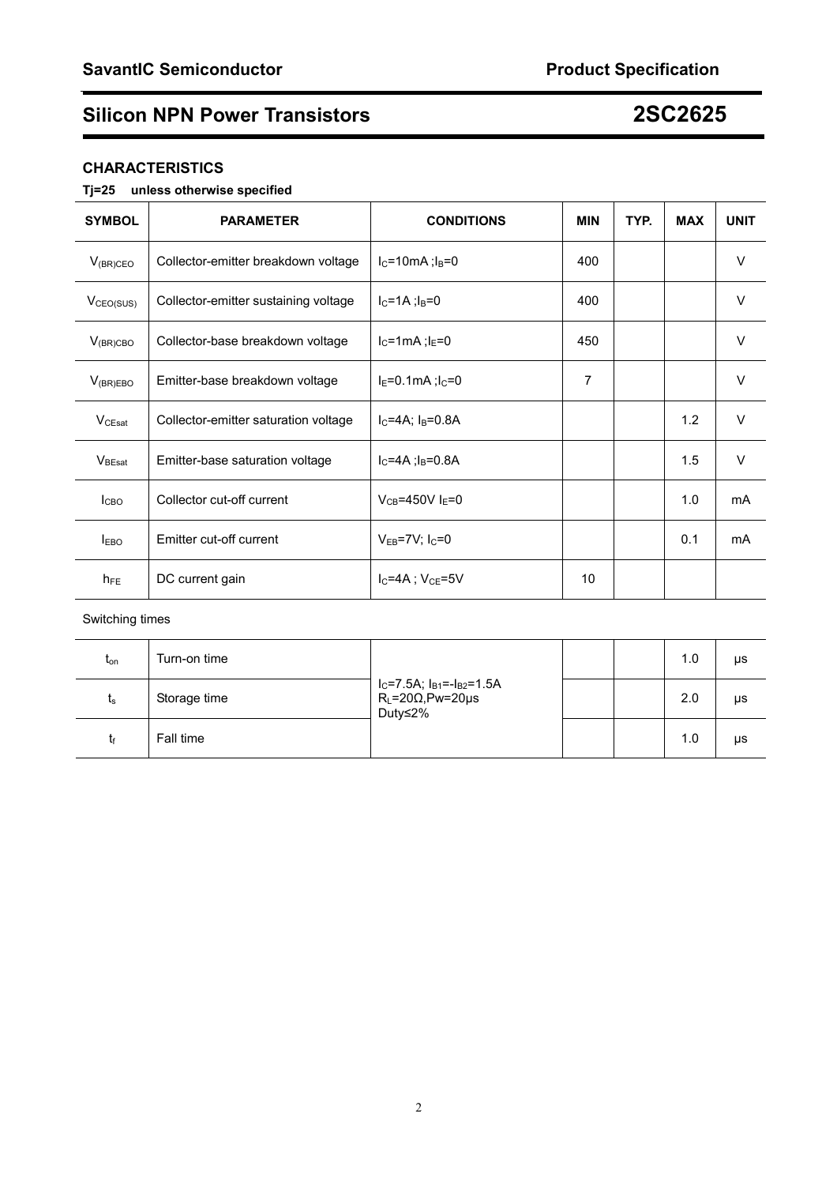## CHARACTERISTICS

**Tj=25 unless otherwise specified**

| SYMBOL | PARAMETER | CONDITIONS | MIN | TYP. | MAX | UNIT |
|---|---|---|---|---|---|---|
| $V_{(BR)CEO}$ | Collector-emitter breakdown voltage | $I_C$=10mA ;$I_B$=0 | 400 | | | V |
| $V_{CEO(SUS)}$ | Collector-emitter sustaining voltage | $I_C$=1A ;$I_B$=0 | 400 | | | V |
| $V_{(BR)CBO}$ | Collector-base breakdown voltage | $I_C$=1mA ;$I_E$=0 | 450 | | | V |
| $V_{(BR)EBO}$ | Emitter-base breakdown voltage | $I_E$=0.1mA ;$I_C$=0 | 7 | | | V |
| $V_{CEsat}$ | Collector-emitter saturation voltage | $I_C$=4A; $I_B$=0.8A | | | 1.2 | V |
| $V_{BEsat}$ | Emitter-base saturation voltage | $I_C$=4A ;$I_B$=0.8A | | | 1.5 | V |
| $I_{CBO}$ | Collector cut-off current | $V_{CB}$=450V $I_E$=0 | | | 1.0 | mA |
| $I_{EBO}$ | Emitter cut-off current | $V_{EB}$=7V; $I_C$=0 | | | 0.1 | mA |
| $h_{FE}$ | DC current gain | $I_C$=4A ; $V_{CE}$=5V | 10 | | | |

Switching times

| SYMBOL | PARAMETER | CONDITIONS | MIN | TYP. | MAX | UNIT |
|---|---|---|---|---|---|---|
| $t_{on}$ | Turn-on time | $I_C$=7.5A; $I_{B1}$=-$I_{B2}$=1.5A $R_L$=20Ω,Pw=20μs Duty≤2% | | | 1.0 | μs |
| $t_s$ | Storage time | | | | 2.0 | μs |
| $t_f$ | Fall time | | | | 1.0 | μs |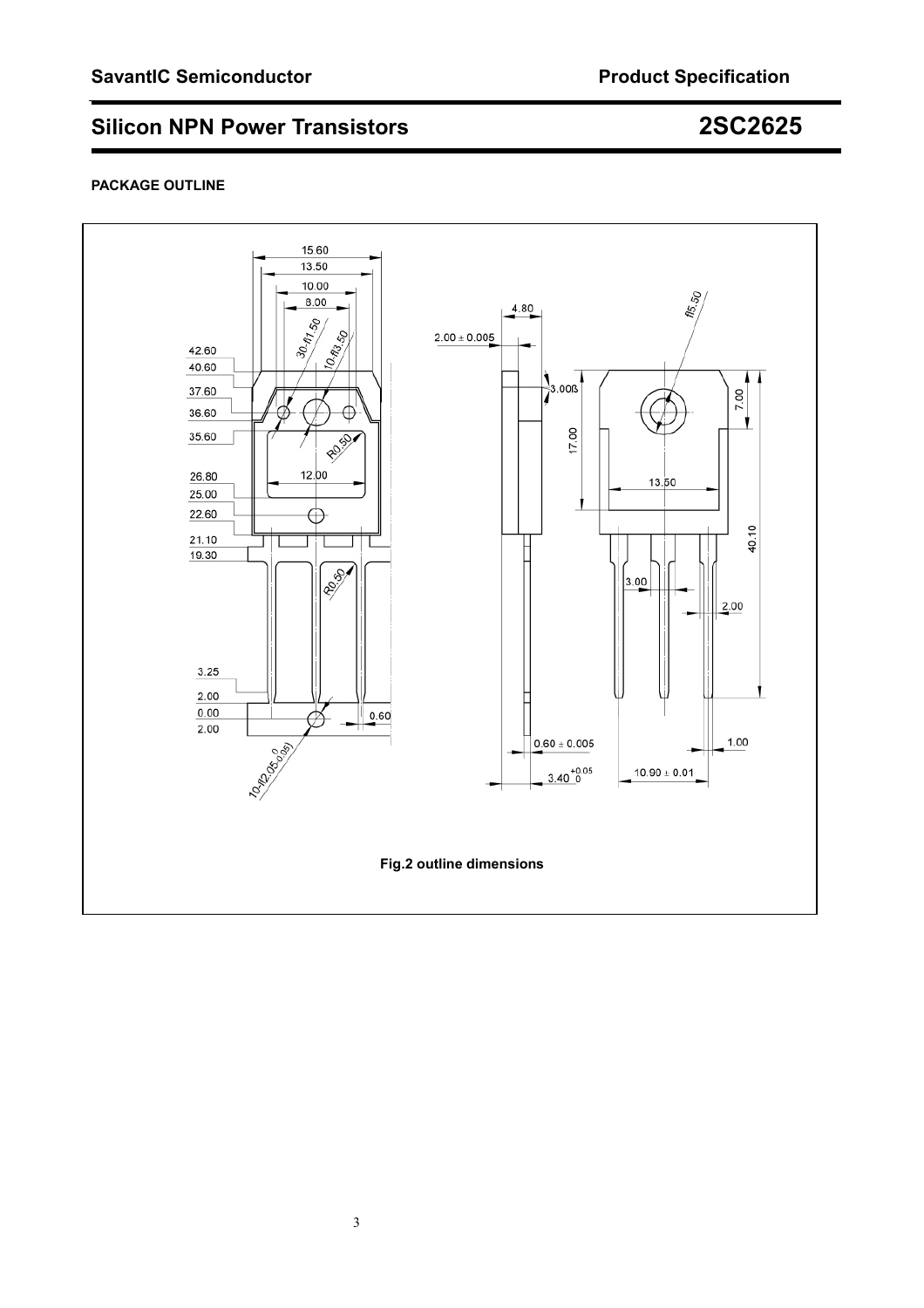## PACKAGE OUTLINE

Fig.2 outline dimensions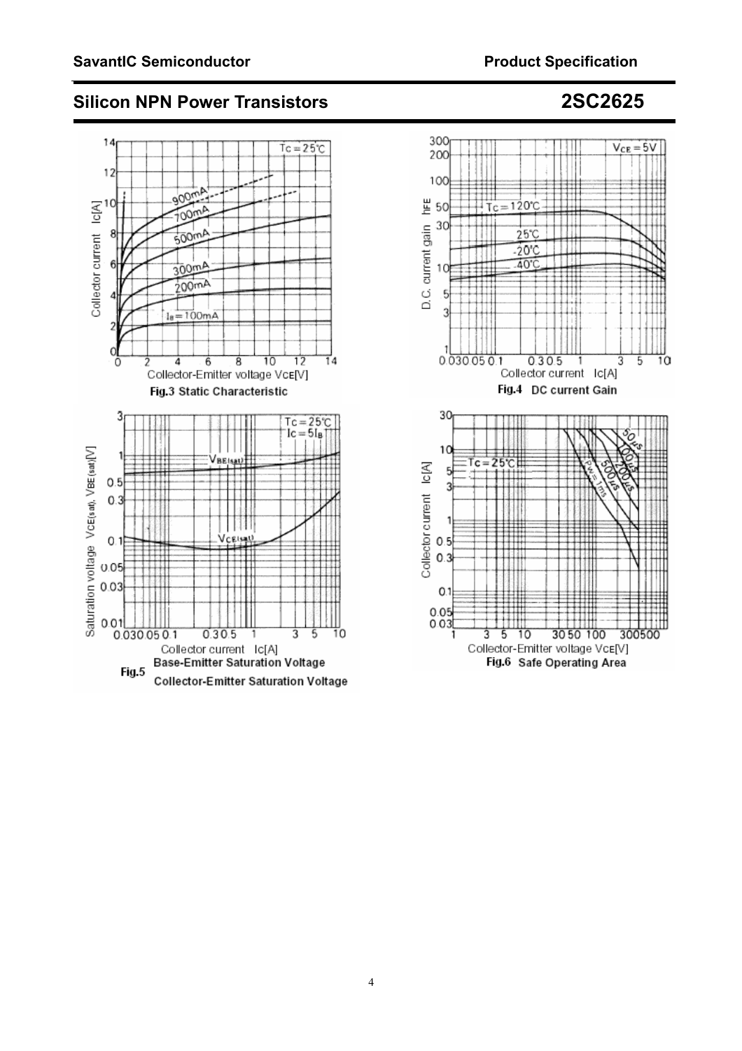## Silicon NPN Power Transistors 2SC2625

Tc = 25℃

900mA

700mA

500mA

300mA

200mA

$I_B$ = 100mA

Collector current Ic[A]

0 2 4 6 8 10 12 14

Collector-Emitter voltage VCE[V]

**Fig.3 Static Characteristic**

$V_{CE}$ = 5V

Tc = 120℃

25℃

-20℃

-40℃

D.C. current gain hFE

0.03 0.05 0.1 0.3 0.5 1 3 5 10

Collector current Ic[A]

**Fig.4 DC current Gain**

Tc = 25℃

Ic = 5$I_B$

$V_{BE(sat)}$

$V_{CE(sat)}$

Saturation voltage $V_{CE(sat)}$, $V_{BE(sat)}$[V]

0.03 0.05 0.1 0.3 0.5 1 3 5 10

Collector current Ic[A]

**Fig.5 Base-Emitter Saturation Voltage**

**Collector-Emitter Saturation Voltage**

Tc = 25℃

50μs

100μs

200μs

500μs

Pw = 1ms

Collector current Ic[A]

1 3 5 10 30 50 100 300 500

Collector-Emitter voltage VCE[V]

**Fig.6 Safe Operating Area**